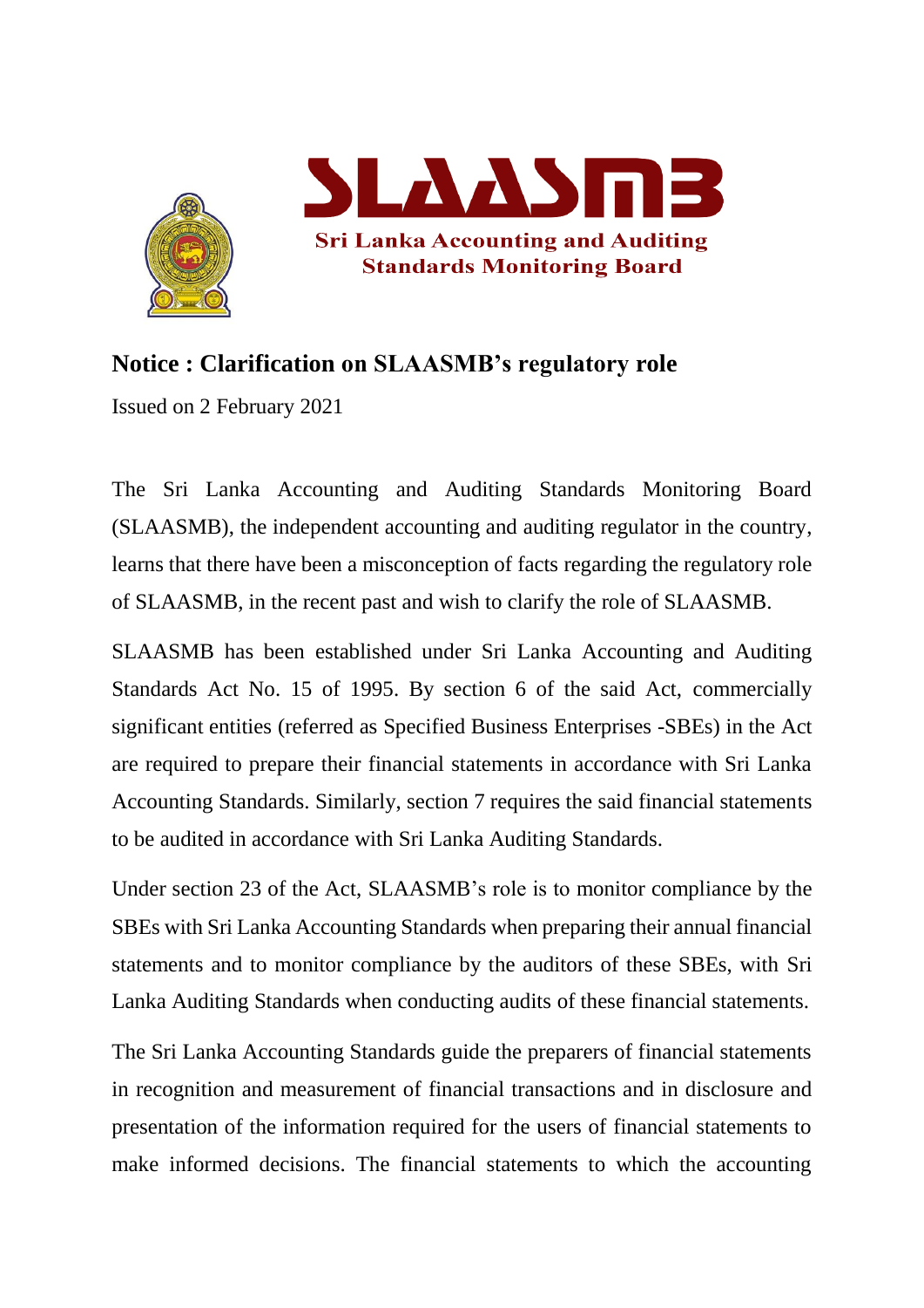SLAASMB

Sri Lanka Accounting and Auditing Standards Monitoring Board

## Notice : Clarification on SLAASMB's regulatory role

Issued on 2 February 2021

The Sri Lanka Accounting and Auditing Standards Monitoring Board (SLAASMB), the independent accounting and auditing regulator in the country, learns that there have been a misconception of facts regarding the regulatory role of SLAASMB, in the recent past and wish to clarify the role of SLAASMB.

SLAASMB has been established under Sri Lanka Accounting and Auditing Standards Act No. 15 of 1995. By section 6 of the said Act, commercially significant entities (referred as Specified Business Enterprises -SBEs) in the Act are required to prepare their financial statements in accordance with Sri Lanka Accounting Standards. Similarly, section 7 requires the said financial statements to be audited in accordance with Sri Lanka Auditing Standards.

Under section 23 of the Act, SLAASMB's role is to monitor compliance by the SBEs with Sri Lanka Accounting Standards when preparing their annual financial statements and to monitor compliance by the auditors of these SBEs, with Sri Lanka Auditing Standards when conducting audits of these financial statements.

The Sri Lanka Accounting Standards guide the preparers of financial statements in recognition and measurement of financial transactions and in disclosure and presentation of the information required for the users of financial statements to make informed decisions. The financial statements to which the accounting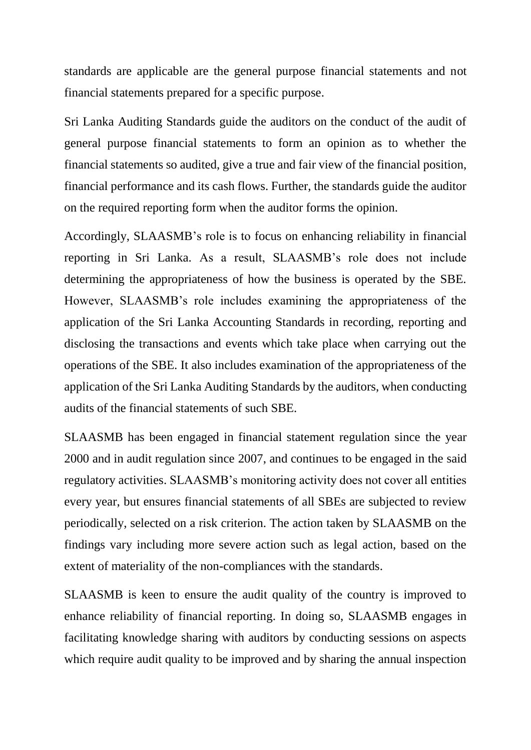standards are applicable are the general purpose financial statements and not financial statements prepared for a specific purpose.

Sri Lanka Auditing Standards guide the auditors on the conduct of the audit of general purpose financial statements to form an opinion as to whether the financial statements so audited, give a true and fair view of the financial position, financial performance and its cash flows. Further, the standards guide the auditor on the required reporting form when the auditor forms the opinion.

Accordingly, SLAASMB's role is to focus on enhancing reliability in financial reporting in Sri Lanka. As a result, SLAASMB's role does not include determining the appropriateness of how the business is operated by the SBE. However, SLAASMB's role includes examining the appropriateness of the application of the Sri Lanka Accounting Standards in recording, reporting and disclosing the transactions and events which take place when carrying out the operations of the SBE. It also includes examination of the appropriateness of the application of the Sri Lanka Auditing Standards by the auditors, when conducting audits of the financial statements of such SBE.

SLAASMB has been engaged in financial statement regulation since the year 2000 and in audit regulation since 2007, and continues to be engaged in the said regulatory activities. SLAASMB's monitoring activity does not cover all entities every year, but ensures financial statements of all SBEs are subjected to review periodically, selected on a risk criterion. The action taken by SLAASMB on the findings vary including more severe action such as legal action, based on the extent of materiality of the non-compliances with the standards.

SLAASMB is keen to ensure the audit quality of the country is improved to enhance reliability of financial reporting. In doing so, SLAASMB engages in facilitating knowledge sharing with auditors by conducting sessions on aspects which require audit quality to be improved and by sharing the annual inspection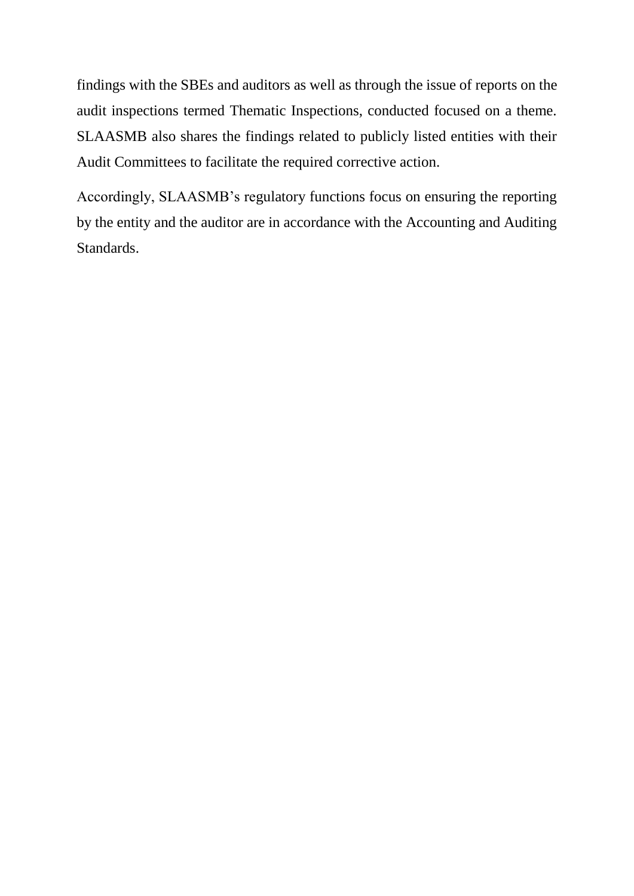findings with the SBEs and auditors as well as through the issue of reports on the audit inspections termed Thematic Inspections, conducted focused on a theme. SLAASMB also shares the findings related to publicly listed entities with their Audit Committees to facilitate the required corrective action.

Accordingly, SLAASMB's regulatory functions focus on ensuring the reporting by the entity and the auditor are in accordance with the Accounting and Auditing Standards.